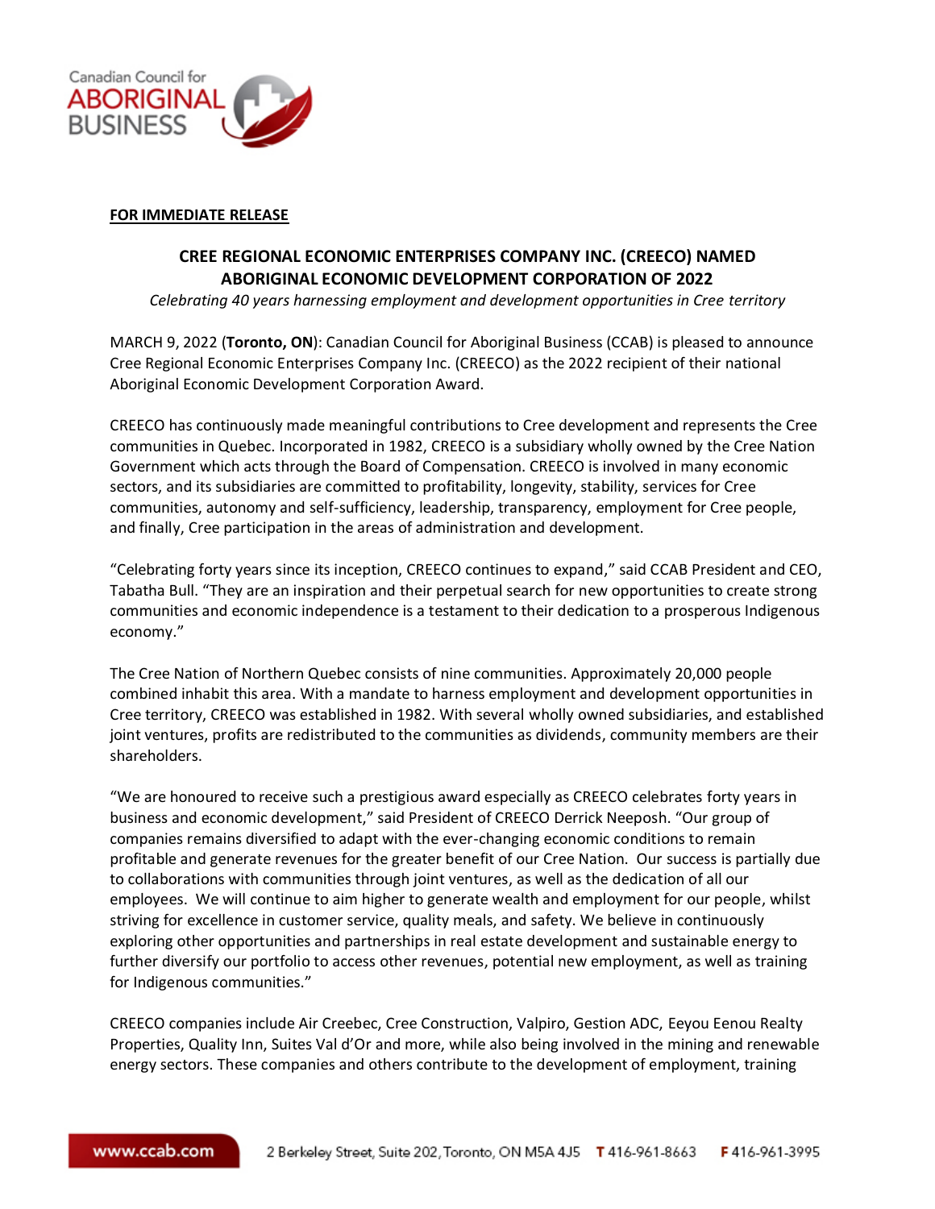**FOR IMMEDIATE RELEASE**

## CREE REGIONAL ECONOMIC ENTERPRISES COMPANY INC. (CREECO) NAMED ABORIGINAL ECONOMIC DEVELOPMENT CORPORATION OF 2022

*Celebrating 40 years harnessing employment and development opportunities in Cree territory*

MARCH 9, 2022 (**Toronto, ON**): Canadian Council for Aboriginal Business (CCAB) is pleased to announce Cree Regional Economic Enterprises Company Inc. (CREECO) as the 2022 recipient of their national Aboriginal Economic Development Corporation Award.

CREECO has continuously made meaningful contributions to Cree development and represents the Cree communities in Quebec. Incorporated in 1982, CREECO is a subsidiary wholly owned by the Cree Nation Government which acts through the Board of Compensation. CREECO is involved in many economic sectors, and its subsidiaries are committed to profitability, longevity, stability, services for Cree communities, autonomy and self-sufficiency, leadership, transparency, employment for Cree people, and finally, Cree participation in the areas of administration and development.

"Celebrating forty years since its inception, CREECO continues to expand," said CCAB President and CEO, Tabatha Bull. "They are an inspiration and their perpetual search for new opportunities to create strong communities and economic independence is a testament to their dedication to a prosperous Indigenous economy."

The Cree Nation of Northern Quebec consists of nine communities. Approximately 20,000 people combined inhabit this area. With a mandate to harness employment and development opportunities in Cree territory, CREECO was established in 1982. With several wholly owned subsidiaries, and established joint ventures, profits are redistributed to the communities as dividends, community members are their shareholders.

"We are honoured to receive such a prestigious award especially as CREECO celebrates forty years in business and economic development," said President of CREECO Derrick Neeposh. "Our group of companies remains diversified to adapt with the ever-changing economic conditions to remain profitable and generate revenues for the greater benefit of our Cree Nation. Our success is partially due to collaborations with communities through joint ventures, as well as the dedication of all our employees. We will continue to aim higher to generate wealth and employment for our people, whilst striving for excellence in customer service, quality meals, and safety. We believe in continuously exploring other opportunities and partnerships in real estate development and sustainable energy to further diversify our portfolio to access other revenues, potential new employment, as well as training for Indigenous communities."

CREECO companies include Air Creebec, Cree Construction, Valpiro, Gestion ADC, Eeyou Eenou Realty Properties, Quality Inn, Suites Val d'Or and more, while also being involved in the mining and renewable energy sectors. These companies and others contribute to the development of employment, training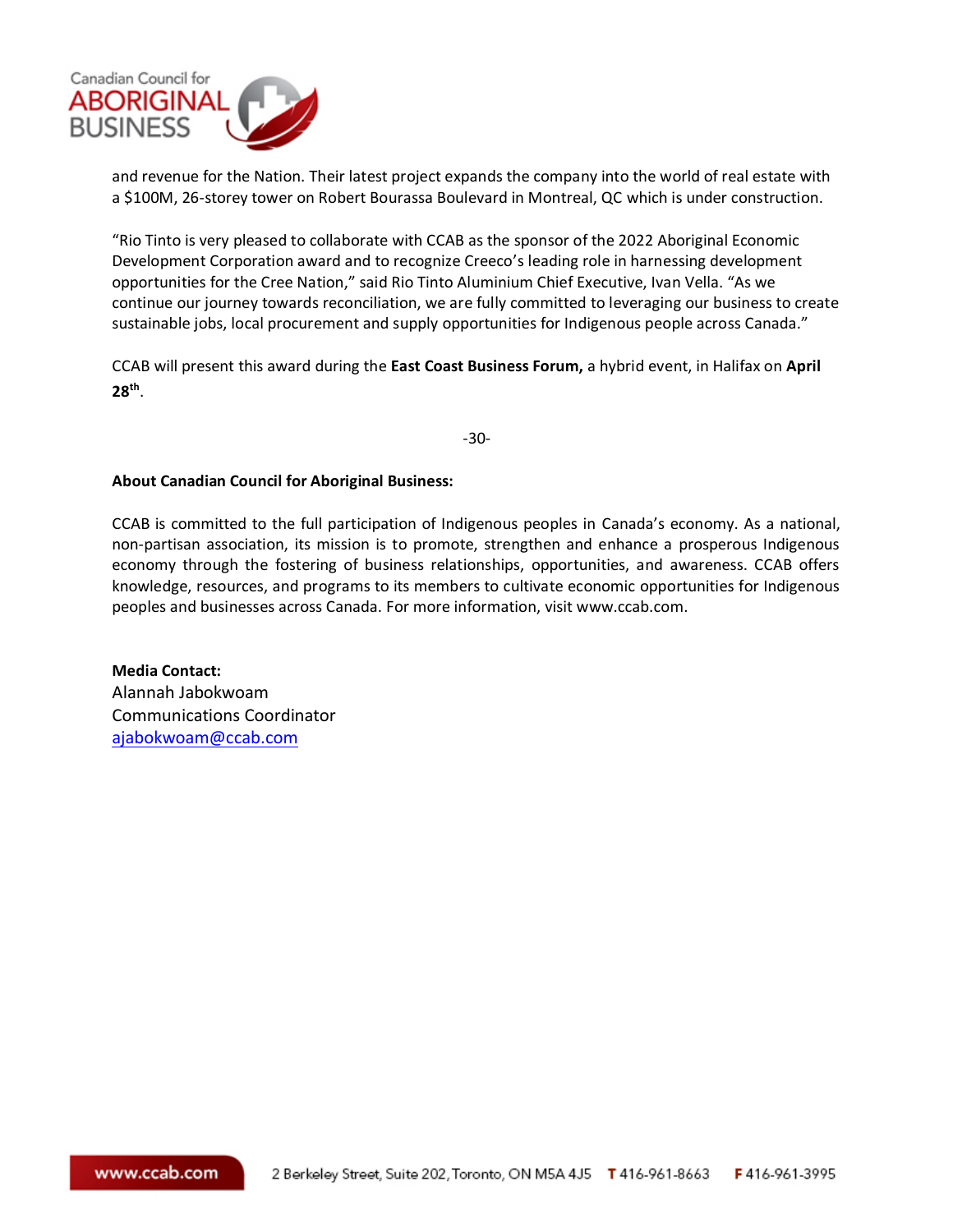and revenue for the Nation. Their latest project expands the company into the world of real estate with a $100M, 26-storey tower on Robert Bourassa Boulevard in Montreal, QC which is under construction.

"Rio Tinto is very pleased to collaborate with CCAB as the sponsor of the 2022 Aboriginal Economic Development Corporation award and to recognize Creeco's leading role in harnessing development opportunities for the Cree Nation," said Rio Tinto Aluminium Chief Executive, Ivan Vella. "As we continue our journey towards reconciliation, we are fully committed to leveraging our business to create sustainable jobs, local procurement and supply opportunities for Indigenous people across Canada."

CCAB will present this award during the **East Coast Business Forum,** a hybrid event, in Halifax on **April 28th**.

-30-

**About Canadian Council for Aboriginal Business:**

CCAB is committed to the full participation of Indigenous peoples in Canada's economy. As a national, non-partisan association, its mission is to promote, strengthen and enhance a prosperous Indigenous economy through the fostering of business relationships, opportunities, and awareness. CCAB offers knowledge, resources, and programs to its members to cultivate economic opportunities for Indigenous peoples and businesses across Canada. For more information, visit www.ccab.com.

**Media Contact:**
Alannah Jabokwoam
Communications Coordinator
ajabokwoam@ccab.com